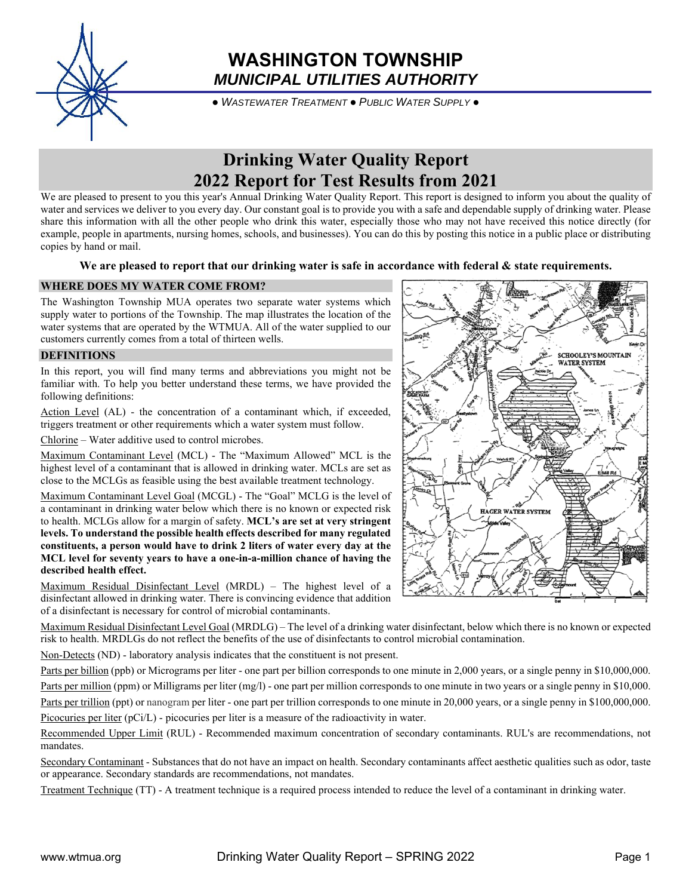# WASHINGTON TOWNSHIP

## *MUNICIPAL UTILITIES AUTHORITY*

● *WASTEWATER TREATMENT* ● *PUBLIC WATER SUPPLY* ●

# Drinking Water Quality Report
# 2022 Report for Test Results from 2021

We are pleased to present to you this year's Annual Drinking Water Quality Report. This report is designed to inform you about the quality of water and services we deliver to you every day. Our constant goal is to provide you with a safe and dependable supply of drinking water. Please share this information with all the other people who drink this water, especially those who may not have received this notice directly (for example, people in apartments, nursing homes, schools, and businesses). You can do this by posting this notice in a public place or distributing copies by hand or mail.

**We are pleased to report that our drinking water is safe in accordance with federal & state requirements.**

## WHERE DOES MY WATER COME FROM?

The Washington Township MUA operates two separate water systems which supply water to portions of the Township. The map illustrates the location of the water systems that are operated by the WTMUA. All of the water supplied to our customers currently comes from a total of thirteen wells.

## DEFINITIONS

In this report, you will find many terms and abbreviations you might not be familiar with. To help you better understand these terms, we have provided the following definitions:

Action Level (AL) - the concentration of a contaminant which, if exceeded, triggers treatment or other requirements which a water system must follow.

Chlorine – Water additive used to control microbes.

Maximum Contaminant Level (MCL) - The "Maximum Allowed" MCL is the highest level of a contaminant that is allowed in drinking water. MCLs are set as close to the MCLGs as feasible using the best available treatment technology.

Maximum Contaminant Level Goal (MCGL) - The "Goal" MCLG is the level of a contaminant in drinking water below which there is no known or expected risk to health. MCLGs allow for a margin of safety. **MCL's are set at very stringent levels. To understand the possible health effects described for many regulated constituents, a person would have to drink 2 liters of water every day at the MCL level for seventy years to have a one-in-a-million chance of having the described health effect.**

Maximum Residual Disinfectant Level (MRDL) – The highest level of a disinfectant allowed in drinking water. There is convincing evidence that addition of a disinfectant is necessary for control of microbial contaminants.

Maximum Residual Disinfectant Level Goal (MRDLG) – The level of a drinking water disinfectant, below which there is no known or expected risk to health. MRDLGs do not reflect the benefits of the use of disinfectants to control microbial contamination.

Non-Detects (ND) - laboratory analysis indicates that the constituent is not present.

Parts per billion (ppb) or Micrograms per liter - one part per billion corresponds to one minute in 2,000 years, or a single penny in $10,000,000.

Parts per million (ppm) or Milligrams per liter (mg/l) - one part per million corresponds to one minute in two years or a single penny in $10,000.

Parts per trillion (ppt) or nanogram per liter - one part per trillion corresponds to one minute in 20,000 years, or a single penny in $100,000,000.

Picocuries per liter (pCi/L) - picocuries per liter is a measure of the radioactivity in water.

Recommended Upper Limit (RUL) - Recommended maximum concentration of secondary contaminants. RUL's are recommendations, not mandates.

Secondary Contaminant - Substances that do not have an impact on health. Secondary contaminants affect aesthetic qualities such as odor, taste or appearance. Secondary standards are recommendations, not mandates.

Treatment Technique (TT) - A treatment technique is a required process intended to reduce the level of a contaminant in drinking water.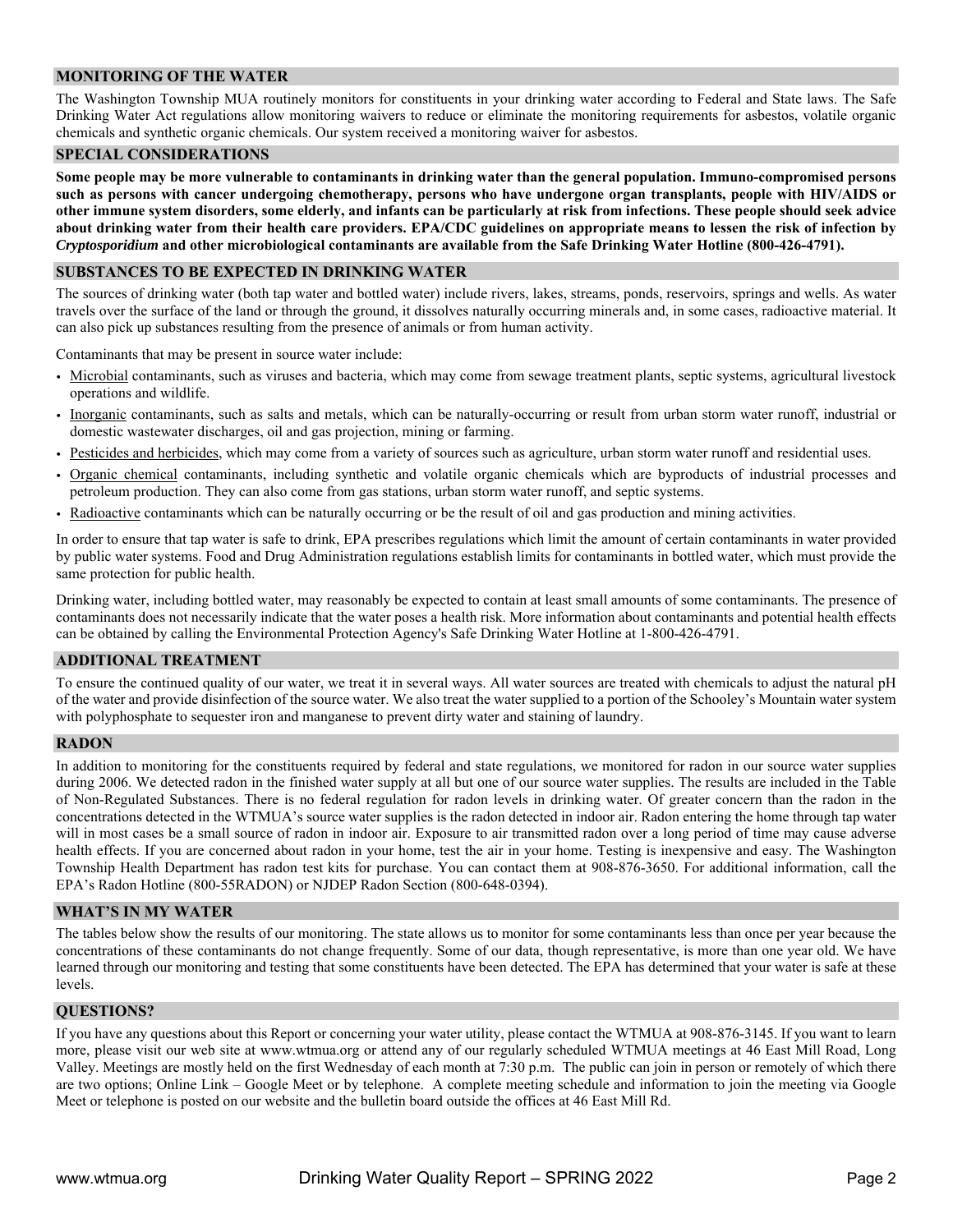## MONITORING OF THE WATER

The Washington Township MUA routinely monitors for constituents in your drinking water according to Federal and State laws. The Safe Drinking Water Act regulations allow monitoring waivers to reduce or eliminate the monitoring requirements for asbestos, volatile organic chemicals and synthetic organic chemicals. Our system received a monitoring waiver for asbestos.

## SPECIAL CONSIDERATIONS

**Some people may be more vulnerable to contaminants in drinking water than the general population. Immuno-compromised persons such as persons with cancer undergoing chemotherapy, persons who have undergone organ transplants, people with HIV/AIDS or other immune system disorders, some elderly, and infants can be particularly at risk from infections. These people should seek advice about drinking water from their health care providers. EPA/CDC guidelines on appropriate means to lessen the risk of infection by *Cryptosporidium* and other microbiological contaminants are available from the Safe Drinking Water Hotline (800-426-4791).**

## SUBSTANCES TO BE EXPECTED IN DRINKING WATER

The sources of drinking water (both tap water and bottled water) include rivers, lakes, streams, ponds, reservoirs, springs and wells. As water travels over the surface of the land or through the ground, it dissolves naturally occurring minerals and, in some cases, radioactive material. It can also pick up substances resulting from the presence of animals or from human activity.

Contaminants that may be present in source water include:

- Microbial contaminants, such as viruses and bacteria, which may come from sewage treatment plants, septic systems, agricultural livestock operations and wildlife.
- Inorganic contaminants, such as salts and metals, which can be naturally-occurring or result from urban storm water runoff, industrial or domestic wastewater discharges, oil and gas projection, mining or farming.
- Pesticides and herbicides, which may come from a variety of sources such as agriculture, urban storm water runoff and residential uses.
- Organic chemical contaminants, including synthetic and volatile organic chemicals which are byproducts of industrial processes and petroleum production. They can also come from gas stations, urban storm water runoff, and septic systems.
- Radioactive contaminants which can be naturally occurring or be the result of oil and gas production and mining activities.

In order to ensure that tap water is safe to drink, EPA prescribes regulations which limit the amount of certain contaminants in water provided by public water systems. Food and Drug Administration regulations establish limits for contaminants in bottled water, which must provide the same protection for public health.

Drinking water, including bottled water, may reasonably be expected to contain at least small amounts of some contaminants. The presence of contaminants does not necessarily indicate that the water poses a health risk. More information about contaminants and potential health effects can be obtained by calling the Environmental Protection Agency's Safe Drinking Water Hotline at 1-800-426-4791.

## ADDITIONAL TREATMENT

To ensure the continued quality of our water, we treat it in several ways. All water sources are treated with chemicals to adjust the natural pH of the water and provide disinfection of the source water. We also treat the water supplied to a portion of the Schooley's Mountain water system with polyphosphate to sequester iron and manganese to prevent dirty water and staining of laundry.

## RADON

In addition to monitoring for the constituents required by federal and state regulations, we monitored for radon in our source water supplies during 2006. We detected radon in the finished water supply at all but one of our source water supplies. The results are included in the Table of Non-Regulated Substances. There is no federal regulation for radon levels in drinking water. Of greater concern than the radon in the concentrations detected in the WTMUA's source water supplies is the radon detected in indoor air. Radon entering the home through tap water will in most cases be a small source of radon in indoor air. Exposure to air transmitted radon over a long period of time may cause adverse health effects. If you are concerned about radon in your home, test the air in your home. Testing is inexpensive and easy. The Washington Township Health Department has radon test kits for purchase. You can contact them at 908-876-3650. For additional information, call the EPA's Radon Hotline (800-55RADON) or NJDEP Radon Section (800-648-0394).

## WHAT'S IN MY WATER

The tables below show the results of our monitoring. The state allows us to monitor for some contaminants less than once per year because the concentrations of these contaminants do not change frequently. Some of our data, though representative, is more than one year old. We have learned through our monitoring and testing that some constituents have been detected. The EPA has determined that your water is safe at these levels.

## QUESTIONS?

If you have any questions about this Report or concerning your water utility, please contact the WTMUA at 908-876-3145. If you want to learn more, please visit our web site at www.wtmua.org or attend any of our regularly scheduled WTMUA meetings at 46 East Mill Road, Long Valley. Meetings are mostly held on the first Wednesday of each month at 7:30 p.m. The public can join in person or remotely of which there are two options; Online Link – Google Meet or by telephone. A complete meeting schedule and information to join the meeting via Google Meet or telephone is posted on our website and the bulletin board outside the offices at 46 East Mill Rd.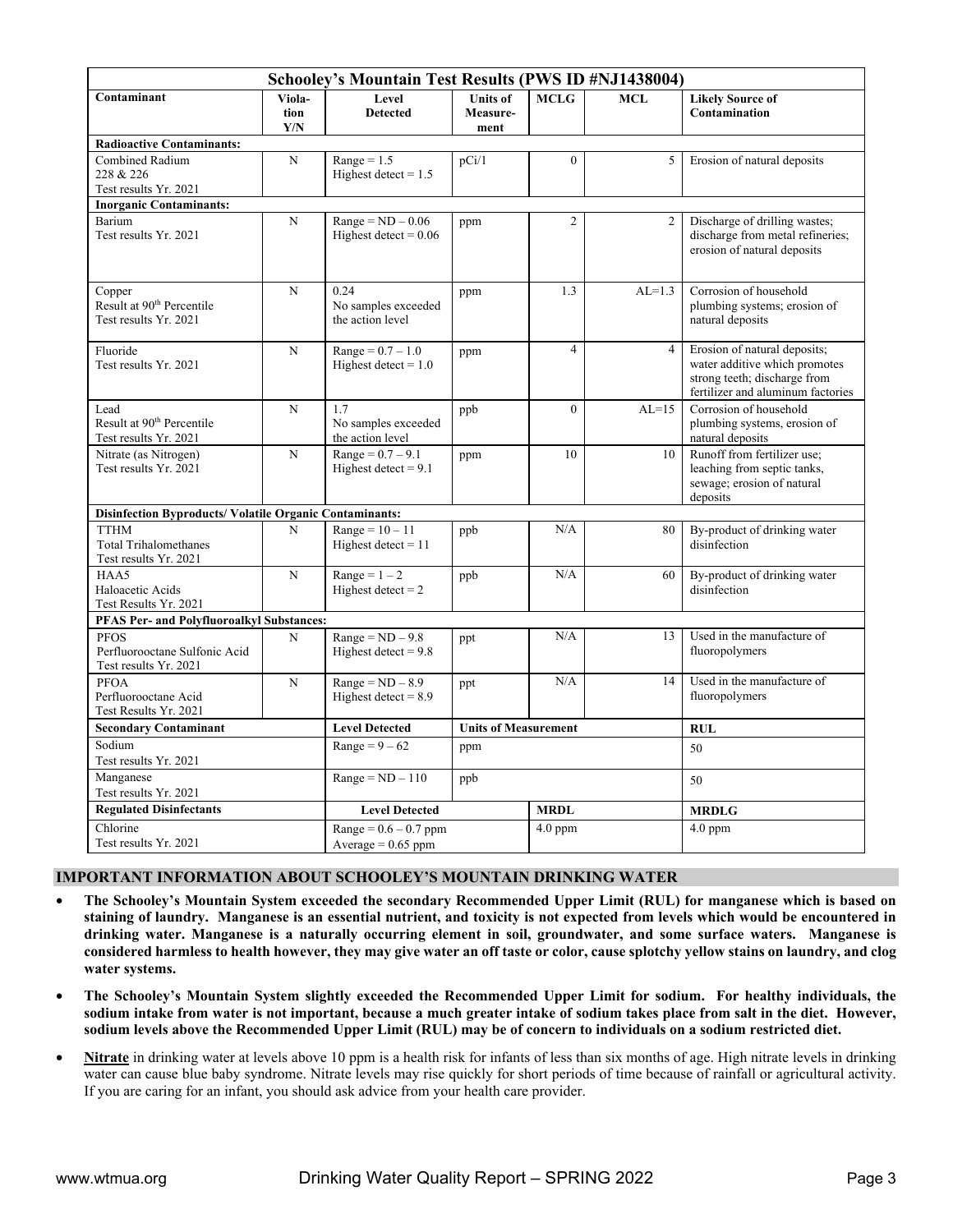| Schooley's Mountain Test Results (PWS ID #NJ1438004) | | | | | | |
|---|---|---|---|---|---|---|
| **Contaminant** | **Viola-tion Y/N** | **Level Detected** | **Units of Measure-ment** | **MCLG** | **MCL** | **Likely Source of Contamination** |
| **Radioactive Contaminants:** | | | | | | |
| Combined Radium 228 & 226 Test results Yr. 2021 | N | Range = 1.5 Highest detect = 1.5 | pCi/1 | 0 | 5 | Erosion of natural deposits |
| **Inorganic Contaminants:** | | | | | | |
| Barium Test results Yr. 2021 | N | Range = ND – 0.06 Highest detect = 0.06 | ppm | 2 | 2 | Discharge of drilling wastes; discharge from metal refineries; erosion of natural deposits |
| Copper Result at 90th Percentile Test results Yr. 2021 | N | 0.24 No samples exceeded the action level | ppm | 1.3 | AL=1.3 | Corrosion of household plumbing systems; erosion of natural deposits |
| Fluoride Test results Yr. 2021 | N | Range = 0.7 – 1.0 Highest detect = 1.0 | ppm | 4 | 4 | Erosion of natural deposits; water additive which promotes strong teeth; discharge from fertilizer and aluminum factories |
| Lead Result at 90th Percentile Test results Yr. 2021 | N | 1.7 No samples exceeded the action level | ppb | 0 | AL=15 | Corrosion of household plumbing systems, erosion of natural deposits |
| Nitrate (as Nitrogen) Test results Yr. 2021 | N | Range = 0.7 – 9.1 Highest detect = 9.1 | ppm | 10 | 10 | Runoff from fertilizer use; leaching from septic tanks, sewage; erosion of natural deposits |
| **Disinfection Byproducts/ Volatile Organic Contaminants:** | | | | | | |
| TTHM Total Trihalomethanes Test results Yr. 2021 | N | Range = 10 – 11 Highest detect = 11 | ppb | N/A | 80 | By-product of drinking water disinfection |
| HAA5 Haloacetic Acids Test Results Yr. 2021 | N | Range = 1 – 2 Highest detect = 2 | ppb | N/A | 60 | By-product of drinking water disinfection |
| **PFAS Per- and Polyfluoroalkyl Substances:** | | | | | | |
| PFOS Perfluorooctane Sulfonic Acid Test results Yr. 2021 | N | Range = ND – 9.8 Highest detect = 9.8 | ppt | N/A | 13 | Used in the manufacture of fluoropolymers |
| PFOA Perfluorooctane Acid Test Results Yr. 2021 | N | Range = ND – 8.9 Highest detect = 8.9 | ppt | N/A | 14 | Used in the manufacture of fluoropolymers |
| **Secondary Contaminant** | | **Level Detected** | **Units of Measurement** | | | **RUL** |
| Sodium Test results Yr. 2021 | | Range = 9 – 62 | ppm | | | 50 |
| Manganese Test results Yr. 2021 | | Range = ND – 110 | ppb | | | 50 |
| **Regulated Disinfectants** | | **Level Detected** | | **MRDL** | | **MRDLG** |
| Chlorine Test results Yr. 2021 | | Range = 0.6 – 0.7 ppm Average = 0.65 ppm | | 4.0 ppm | | 4.0 ppm |

## IMPORTANT INFORMATION ABOUT SCHOOLEY'S MOUNTAIN DRINKING WATER

- **The Schooley's Mountain System exceeded the secondary Recommended Upper Limit (RUL) for manganese which is based on staining of laundry. Manganese is an essential nutrient, and toxicity is not expected from levels which would be encountered in drinking water. Manganese is a naturally occurring element in soil, groundwater, and some surface waters. Manganese is considered harmless to health however, they may give water an off taste or color, cause splotchy yellow stains on laundry, and clog water systems.**
- **The Schooley's Mountain System slightly exceeded the Recommended Upper Limit for sodium. For healthy individuals, the sodium intake from water is not important, because a much greater intake of sodium takes place from salt in the diet. However, sodium levels above the Recommended Upper Limit (RUL) may be of concern to individuals on a sodium restricted diet.**
- **Nitrate** in drinking water at levels above 10 ppm is a health risk for infants of less than six months of age. High nitrate levels in drinking water can cause blue baby syndrome. Nitrate levels may rise quickly for short periods of time because of rainfall or agricultural activity. If you are caring for an infant, you should ask advice from your health care provider.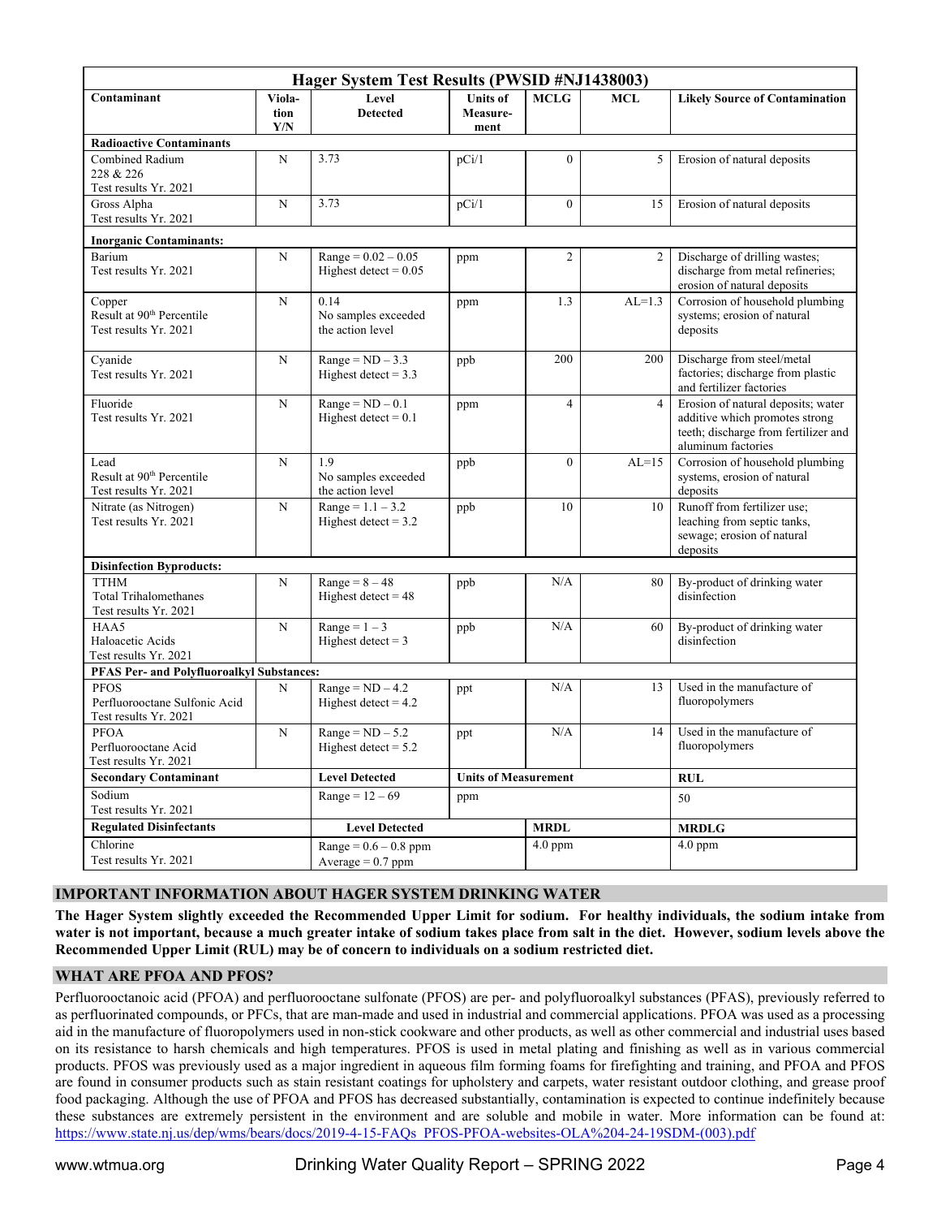| Hager System Test Results (PWSID #NJ1438003) | | | | | | |
|---|---|---|---|---|---|---|
| **Contaminant** | **Violation Y/N** | **Level Detected** | **Units of Measurement** | **MCLG** | **MCL** | **Likely Source of Contamination** |
| **Radioactive Contaminants** | | | | | | |
| Combined Radium 228 & 226 Test results Yr. 2021 | N | 3.73 | pCi/1 | 0 | 5 | Erosion of natural deposits |
| Gross Alpha Test results Yr. 2021 | N | 3.73 | pCi/1 | 0 | 15 | Erosion of natural deposits |
| **Inorganic Contaminants:** | | | | | | |
| Barium Test results Yr. 2021 | N | Range = 0.02 – 0.05 Highest detect = 0.05 | ppm | 2 | 2 | Discharge of drilling wastes; discharge from metal refineries; erosion of natural deposits |
| Copper Result at 90th Percentile Test results Yr. 2021 | N | 0.14 No samples exceeded the action level | ppm | 1.3 | AL=1.3 | Corrosion of household plumbing systems; erosion of natural deposits |
| Cyanide Test results Yr. 2021 | N | Range = ND – 3.3 Highest detect = 3.3 | ppb | 200 | 200 | Discharge from steel/metal factories; discharge from plastic and fertilizer factories |
| Fluoride Test results Yr. 2021 | N | Range = ND – 0.1 Highest detect = 0.1 | ppm | 4 | 4 | Erosion of natural deposits; water additive which promotes strong teeth; discharge from fertilizer and aluminum factories |
| Lead Result at 90th Percentile Test results Yr. 2021 | N | 1.9 No samples exceeded the action level | ppb | 0 | AL=15 | Corrosion of household plumbing systems, erosion of natural deposits |
| Nitrate (as Nitrogen) Test results Yr. 2021 | N | Range = 1.1 – 3.2 Highest detect = 3.2 | ppb | 10 | 10 | Runoff from fertilizer use; leaching from septic tanks, sewage; erosion of natural deposits |
| **Disinfection Byproducts:** | | | | | | |
| TTHM Total Trihalomethanes Test results Yr. 2021 | N | Range = 8 – 48 Highest detect = 48 | ppb | N/A | 80 | By-product of drinking water disinfection |
| HAA5 Haloacetic Acids Test results Yr. 2021 | N | Range = 1 – 3 Highest detect = 3 | ppb | N/A | 60 | By-product of drinking water disinfection |
| **PFAS Per- and Polyfluoroalkyl Substances:** | | | | | | |
| PFOS Perfluorooctane Sulfonic Acid Test results Yr. 2021 | N | Range = ND – 4.2 Highest detect = 4.2 | ppt | N/A | 13 | Used in the manufacture of fluoropolymers |
| PFOA Perfluorooctane Acid Test results Yr. 2021 | N | Range = ND – 5.2 Highest detect = 5.2 | ppt | N/A | 14 | Used in the manufacture of fluoropolymers |
| **Secondary Contaminant** | | **Level Detected** | **Units of Measurement** | | | **RUL** |
| Sodium Test results Yr. 2021 | | Range = 12 – 69 | ppm | | | 50 |
| **Regulated Disinfectants** | | **Level Detected** | | **MRDL** | | **MRDLG** |
| Chlorine Test results Yr. 2021 | | Range = 0.6 – 0.8 ppm Average = 0.7 ppm | | 4.0 ppm | | 4.0 ppm |

## IMPORTANT INFORMATION ABOUT HAGER SYSTEM DRINKING WATER

**The Hager System slightly exceeded the Recommended Upper Limit for sodium. For healthy individuals, the sodium intake from water is not important, because a much greater intake of sodium takes place from salt in the diet. However, sodium levels above the Recommended Upper Limit (RUL) may be of concern to individuals on a sodium restricted diet.**

## WHAT ARE PFOA AND PFOS?

Perfluorooctanoic acid (PFOA) and perfluorooctane sulfonate (PFOS) are per- and polyfluoroalkyl substances (PFAS), previously referred to as perfluorinated compounds, or PFCs, that are man-made and used in industrial and commercial applications. PFOA was used as a processing aid in the manufacture of fluoropolymers used in non-stick cookware and other products, as well as other commercial and industrial uses based on its resistance to harsh chemicals and high temperatures. PFOS is used in metal plating and finishing as well as in various commercial products. PFOS was previously used as a major ingredient in aqueous film forming foams for firefighting and training, and PFOA and PFOS are found in consumer products such as stain resistant coatings for upholstery and carpets, water resistant outdoor clothing, and grease proof food packaging. Although the use of PFOA and PFOS has decreased substantially, contamination is expected to continue indefinitely because these substances are extremely persistent in the environment and are soluble and mobile in water. More information can be found at: https://www.state.nj.us/dep/wms/bears/docs/2019-4-15-FAQs_PFOS-PFOA-websites-OLA%204-24-19SDM-(003).pdf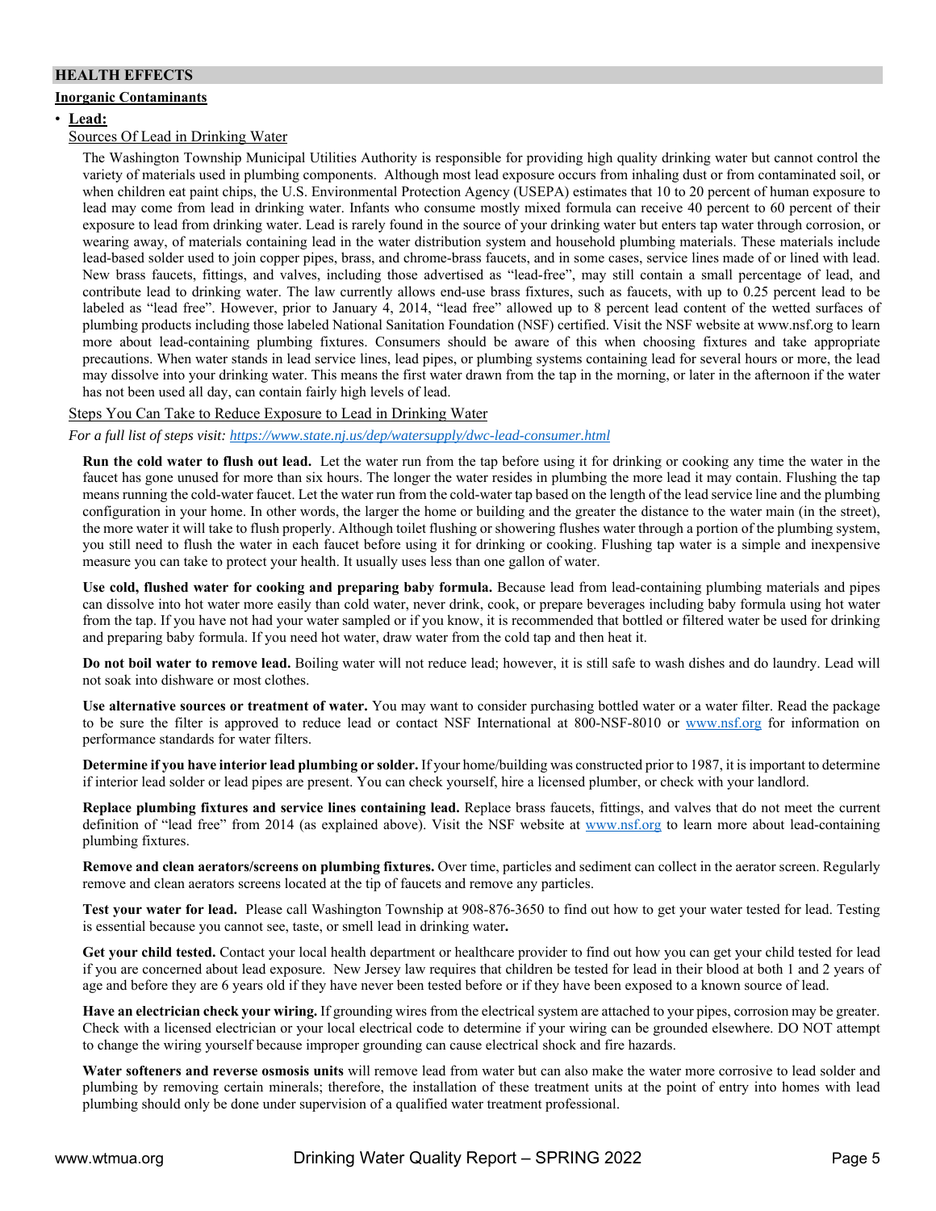## HEALTH EFFECTS

**Inorganic Contaminants**

- **Lead:**

Sources Of Lead in Drinking Water

The Washington Township Municipal Utilities Authority is responsible for providing high quality drinking water but cannot control the variety of materials used in plumbing components. Although most lead exposure occurs from inhaling dust or from contaminated soil, or when children eat paint chips, the U.S. Environmental Protection Agency (USEPA) estimates that 10 to 20 percent of human exposure to lead may come from lead in drinking water. Infants who consume mostly mixed formula can receive 40 percent to 60 percent of their exposure to lead from drinking water. Lead is rarely found in the source of your drinking water but enters tap water through corrosion, or wearing away, of materials containing lead in the water distribution system and household plumbing materials. These materials include lead-based solder used to join copper pipes, brass, and chrome-brass faucets, and in some cases, service lines made of or lined with lead. New brass faucets, fittings, and valves, including those advertised as "lead-free", may still contain a small percentage of lead, and contribute lead to drinking water. The law currently allows end-use brass fixtures, such as faucets, with up to 0.25 percent lead to be labeled as "lead free". However, prior to January 4, 2014, "lead free" allowed up to 8 percent lead content of the wetted surfaces of plumbing products including those labeled National Sanitation Foundation (NSF) certified. Visit the NSF website at www.nsf.org to learn more about lead-containing plumbing fixtures. Consumers should be aware of this when choosing fixtures and take appropriate precautions. When water stands in lead service lines, lead pipes, or plumbing systems containing lead for several hours or more, the lead may dissolve into your drinking water. This means the first water drawn from the tap in the morning, or later in the afternoon if the water has not been used all day, can contain fairly high levels of lead.

Steps You Can Take to Reduce Exposure to Lead in Drinking Water

*For a full list of steps visit: https://www.state.nj.us/dep/watersupply/dwc-lead-consumer.html*

**Run the cold water to flush out lead.** Let the water run from the tap before using it for drinking or cooking any time the water in the faucet has gone unused for more than six hours. The longer the water resides in plumbing the more lead it may contain. Flushing the tap means running the cold-water faucet. Let the water run from the cold-water tap based on the length of the lead service line and the plumbing configuration in your home. In other words, the larger the home or building and the greater the distance to the water main (in the street), the more water it will take to flush properly. Although toilet flushing or showering flushes water through a portion of the plumbing system, you still need to flush the water in each faucet before using it for drinking or cooking. Flushing tap water is a simple and inexpensive measure you can take to protect your health. It usually uses less than one gallon of water.

**Use cold, flushed water for cooking and preparing baby formula.** Because lead from lead-containing plumbing materials and pipes can dissolve into hot water more easily than cold water, never drink, cook, or prepare beverages including baby formula using hot water from the tap. If you have not had your water sampled or if you know, it is recommended that bottled or filtered water be used for drinking and preparing baby formula. If you need hot water, draw water from the cold tap and then heat it.

**Do not boil water to remove lead.** Boiling water will not reduce lead; however, it is still safe to wash dishes and do laundry. Lead will not soak into dishware or most clothes.

**Use alternative sources or treatment of water.** You may want to consider purchasing bottled water or a water filter. Read the package to be sure the filter is approved to reduce lead or contact NSF International at 800-NSF-8010 or www.nsf.org for information on performance standards for water filters.

**Determine if you have interior lead plumbing or solder.** If your home/building was constructed prior to 1987, it is important to determine if interior lead solder or lead pipes are present. You can check yourself, hire a licensed plumber, or check with your landlord.

**Replace plumbing fixtures and service lines containing lead.** Replace brass faucets, fittings, and valves that do not meet the current definition of "lead free" from 2014 (as explained above). Visit the NSF website at www.nsf.org to learn more about lead-containing plumbing fixtures.

**Remove and clean aerators/screens on plumbing fixtures.** Over time, particles and sediment can collect in the aerator screen. Regularly remove and clean aerators screens located at the tip of faucets and remove any particles.

**Test your water for lead.** Please call Washington Township at 908-876-3650 to find out how to get your water tested for lead. Testing is essential because you cannot see, taste, or smell lead in drinking water**.**

**Get your child tested.** Contact your local health department or healthcare provider to find out how you can get your child tested for lead if you are concerned about lead exposure. New Jersey law requires that children be tested for lead in their blood at both 1 and 2 years of age and before they are 6 years old if they have never been tested before or if they have been exposed to a known source of lead.

**Have an electrician check your wiring.** If grounding wires from the electrical system are attached to your pipes, corrosion may be greater. Check with a licensed electrician or your local electrical code to determine if your wiring can be grounded elsewhere. DO NOT attempt to change the wiring yourself because improper grounding can cause electrical shock and fire hazards.

**Water softeners and reverse osmosis units** will remove lead from water but can also make the water more corrosive to lead solder and plumbing by removing certain minerals; therefore, the installation of these treatment units at the point of entry into homes with lead plumbing should only be done under supervision of a qualified water treatment professional.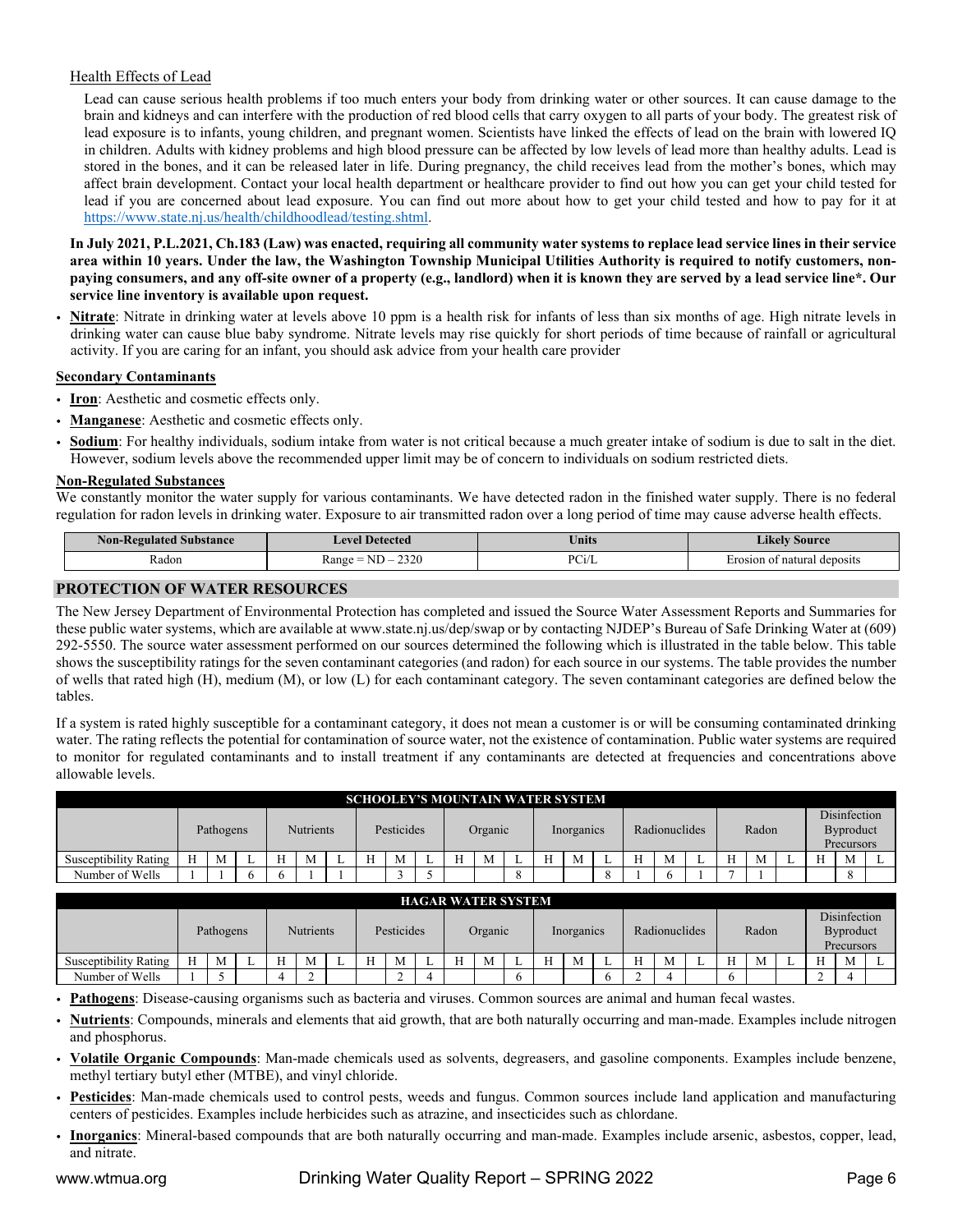Health Effects of Lead

Lead can cause serious health problems if too much enters your body from drinking water or other sources. It can cause damage to the brain and kidneys and can interfere with the production of red blood cells that carry oxygen to all parts of your body. The greatest risk of lead exposure is to infants, young children, and pregnant women. Scientists have linked the effects of lead on the brain with lowered IQ in children. Adults with kidney problems and high blood pressure can be affected by low levels of lead more than healthy adults. Lead is stored in the bones, and it can be released later in life. During pregnancy, the child receives lead from the mother's bones, which may affect brain development. Contact your local health department or healthcare provider to find out how you can get your child tested for lead if you are concerned about lead exposure. You can find out more about how to get your child tested and how to pay for it at https://www.state.nj.us/health/childhoodlead/testing.shtml.

**In July 2021, P.L.2021, Ch.183 (Law) was enacted, requiring all community water systems to replace lead service lines in their service area within 10 years. Under the law, the Washington Township Municipal Utilities Authority is required to notify customers, non-paying consumers, and any off-site owner of a property (e.g., landlord) when it is known they are served by a lead service line*. Our service line inventory is available upon request.**

- **Nitrate**: Nitrate in drinking water at levels above 10 ppm is a health risk for infants of less than six months of age. High nitrate levels in drinking water can cause blue baby syndrome. Nitrate levels may rise quickly for short periods of time because of rainfall or agricultural activity. If you are caring for an infant, you should ask advice from your health care provider

**Secondary Contaminants**

- **Iron**: Aesthetic and cosmetic effects only.
- **Manganese**: Aesthetic and cosmetic effects only.
- **Sodium**: For healthy individuals, sodium intake from water is not critical because a much greater intake of sodium is due to salt in the diet. However, sodium levels above the recommended upper limit may be of concern to individuals on sodium restricted diets.

**Non-Regulated Substances**

We constantly monitor the water supply for various contaminants. We have detected radon in the finished water supply. There is no federal regulation for radon levels in drinking water. Exposure to air transmitted radon over a long period of time may cause adverse health effects.

| Non-Regulated Substance | Level Detected | Units | Likely Source |
|---|---|---|---|
| Radon | Range = ND – 2320 | PCi/L | Erosion of natural deposits |

## PROTECTION OF WATER RESOURCES

The New Jersey Department of Environmental Protection has completed and issued the Source Water Assessment Reports and Summaries for these public water systems, which are available at www.state.nj.us/dep/swap or by contacting NJDEP's Bureau of Safe Drinking Water at (609) 292-5550. The source water assessment performed on our sources determined the following which is illustrated in the table below. This table shows the susceptibility ratings for the seven contaminant categories (and radon) for each source in our systems. The table provides the number of wells that rated high (H), medium (M), or low (L) for each contaminant category. The seven contaminant categories are defined below the tables.

If a system is rated highly susceptible for a contaminant category, it does not mean a customer is or will be consuming contaminated drinking water. The rating reflects the potential for contamination of source water, not the existence of contamination. Public water systems are required to monitor for regulated contaminants and to install treatment if any contaminants are detected at frequencies and concentrations above allowable levels.

| SCHOOLEY'S MOUNTAIN WATER SYSTEM | | | | | | | | | | | | | | | | | | | | | | | | |
|---|---|---|---|---|---|---|---|---|---|---|---|---|---|---|---|---|---|---|---|---|---|---|---|---|
| | Pathogens | | | Nutrients | | | Pesticides | | | Organic | | | Inorganics | | | Radionuclides | | | Radon | | | Disinfection Byproduct Precursors | | |
| Susceptibility Rating | H | M | L | H | M | L | H | M | L | H | M | L | H | M | L | H | M | L | H | M | L | H | M | L |
| Number of Wells | 1 | 1 | 6 | 6 | 1 | 1 | | 3 | 5 | | | 8 | | | 8 | 1 | 6 | 1 | 7 | 1 | | | 8 | |

| HAGAR WATER SYSTEM | | | | | | | | | | | | | | | | | | | | | | | | |
|---|---|---|---|---|---|---|---|---|---|---|---|---|---|---|---|---|---|---|---|---|---|---|---|---|
| | Pathogens | | | Nutrients | | | Pesticides | | | Organic | | | Inorganics | | | Radionuclides | | | Radon | | | Disinfection Byproduct Precursors | | |
| Susceptibility Rating | H | M | L | H | M | L | H | M | L | H | M | L | H | M | L | H | M | L | H | M | L | H | M | L |
| Number of Wells | 1 | 5 | | 4 | 2 | | | 2 | 4 | | | 6 | | | 6 | 2 | 4 | | 6 | | | 2 | 4 | |

- **Pathogens**: Disease-causing organisms such as bacteria and viruses. Common sources are animal and human fecal wastes.
- **Nutrients**: Compounds, minerals and elements that aid growth, that are both naturally occurring and man-made. Examples include nitrogen and phosphorus.
- **Volatile Organic Compounds**: Man-made chemicals used as solvents, degreasers, and gasoline components. Examples include benzene, methyl tertiary butyl ether (MTBE), and vinyl chloride.
- **Pesticides**: Man-made chemicals used to control pests, weeds and fungus. Common sources include land application and manufacturing centers of pesticides. Examples include herbicides such as atrazine, and insecticides such as chlordane.
- **Inorganics**: Mineral-based compounds that are both naturally occurring and man-made. Examples include arsenic, asbestos, copper, lead, and nitrate.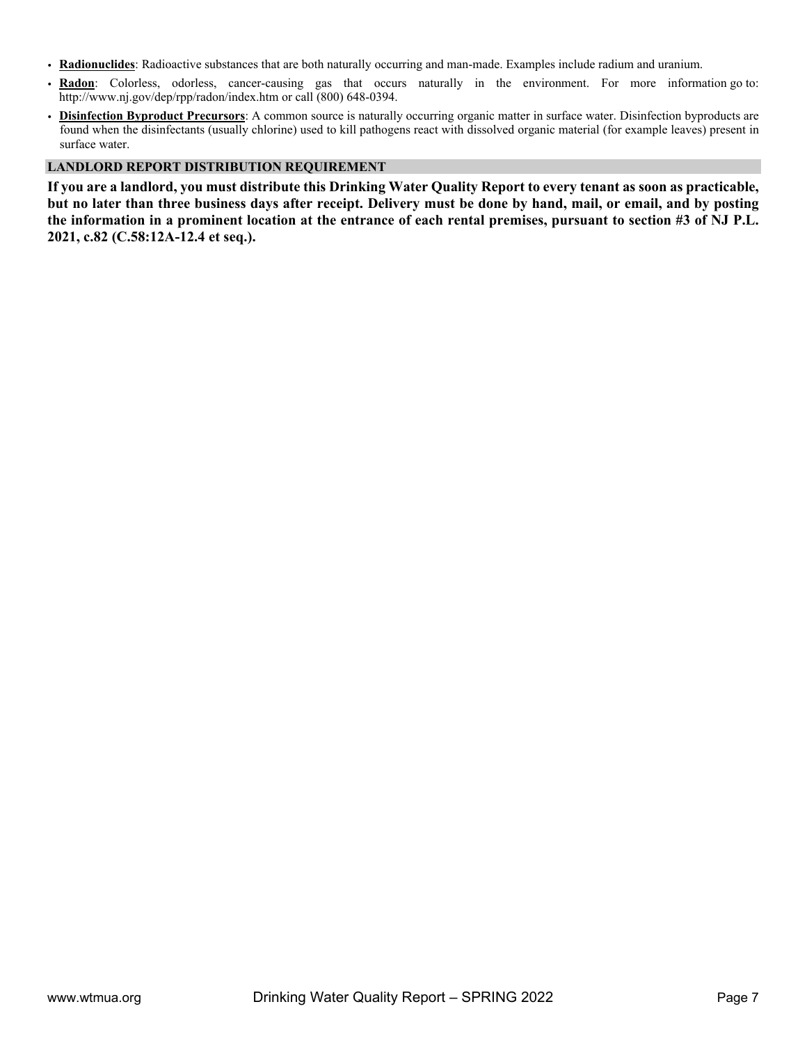- **Radionuclides**: Radioactive substances that are both naturally occurring and man-made. Examples include radium and uranium.
- **Radon**: Colorless, odorless, cancer-causing gas that occurs naturally in the environment. For more information go to: http://www.nj.gov/dep/rpp/radon/index.htm or call (800) 648-0394.
- **Disinfection Byproduct Precursors**: A common source is naturally occurring organic matter in surface water. Disinfection byproducts are found when the disinfectants (usually chlorine) used to kill pathogens react with dissolved organic material (for example leaves) present in surface water.

## LANDLORD REPORT DISTRIBUTION REQUIREMENT

**If you are a landlord, you must distribute this Drinking Water Quality Report to every tenant as soon as practicable, but no later than three business days after receipt. Delivery must be done by hand, mail, or email, and by posting the information in a prominent location at the entrance of each rental premises, pursuant to section #3 of NJ P.L. 2021, c.82 (C.58:12A-12.4 et seq.).**